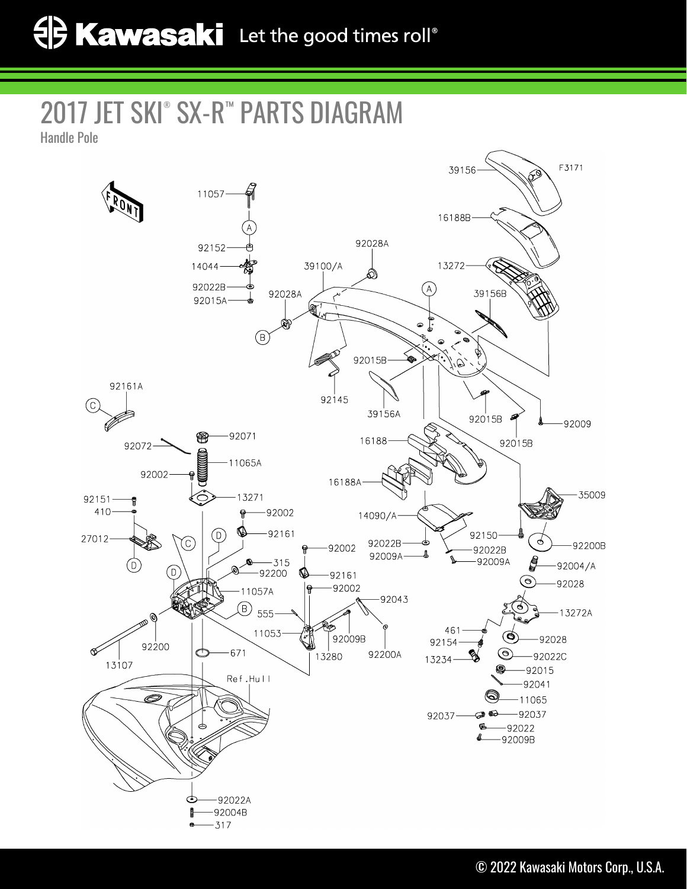# 2017 JET SKI® SX-R™ PARTS DIAGRAM

Handle Pole

FRONT

F3171

39156
16188B
13272
39156B
39100/A
92028A
92028A
11057
92152
14044
92022B
92015A
92015B
92145
39156A
92015B
92015B
92009
16188
16188A
14090/A
92022B
92009A
92022B
92009A
35009
92150
92200B
92004/A
92028
13272A
461
92154
13234
92028
92022C
92015
92041
11065
92037
92037
92022
92009B
92161A
92071
92072
11065A
92002
13271
92151
410
27012
92002
92161
92002
92161
315
92200
11057A
92002
92043
555
11053
92009B
13280
92200A
13107
92200
671
Ref.Hull
92022A
92004B
317

© 2022 Kawasaki Motors Corp., U.S.A.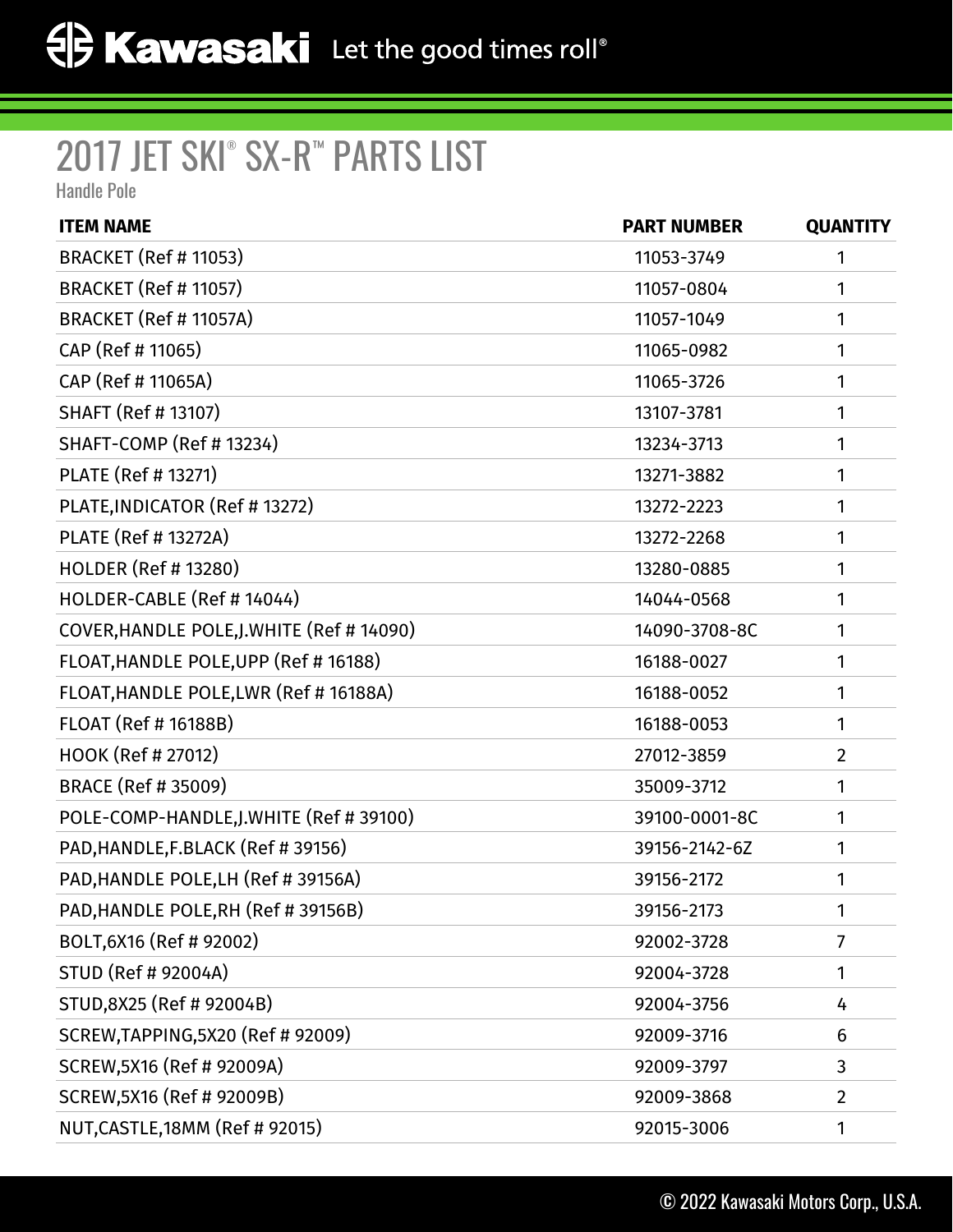# 2017 JET SKI® SX-R™ PARTS LIST

Handle Pole

| ITEM NAME | PART NUMBER | QUANTITY |
| --- | --- | --- |
| BRACKET (Ref # 11053) | 11053-3749 | 1 |
| BRACKET (Ref # 11057) | 11057-0804 | 1 |
| BRACKET (Ref # 11057A) | 11057-1049 | 1 |
| CAP (Ref # 11065) | 11065-0982 | 1 |
| CAP (Ref # 11065A) | 11065-3726 | 1 |
| SHAFT (Ref # 13107) | 13107-3781 | 1 |
| SHAFT-COMP (Ref # 13234) | 13234-3713 | 1 |
| PLATE (Ref # 13271) | 13271-3882 | 1 |
| PLATE,INDICATOR (Ref # 13272) | 13272-2223 | 1 |
| PLATE (Ref # 13272A) | 13272-2268 | 1 |
| HOLDER (Ref # 13280) | 13280-0885 | 1 |
| HOLDER-CABLE (Ref # 14044) | 14044-0568 | 1 |
| COVER,HANDLE POLE,J.WHITE (Ref # 14090) | 14090-3708-8C | 1 |
| FLOAT,HANDLE POLE,UPP (Ref # 16188) | 16188-0027 | 1 |
| FLOAT,HANDLE POLE,LWR (Ref # 16188A) | 16188-0052 | 1 |
| FLOAT (Ref # 16188B) | 16188-0053 | 1 |
| HOOK (Ref # 27012) | 27012-3859 | 2 |
| BRACE (Ref # 35009) | 35009-3712 | 1 |
| POLE-COMP-HANDLE,J.WHITE (Ref # 39100) | 39100-0001-8C | 1 |
| PAD,HANDLE,F.BLACK (Ref # 39156) | 39156-2142-6Z | 1 |
| PAD,HANDLE POLE,LH (Ref # 39156A) | 39156-2172 | 1 |
| PAD,HANDLE POLE,RH (Ref # 39156B) | 39156-2173 | 1 |
| BOLT,6X16 (Ref # 92002) | 92002-3728 | 7 |
| STUD (Ref # 92004A) | 92004-3728 | 1 |
| STUD,8X25 (Ref # 92004B) | 92004-3756 | 4 |
| SCREW,TAPPING,5X20 (Ref # 92009) | 92009-3716 | 6 |
| SCREW,5X16 (Ref # 92009A) | 92009-3797 | 3 |
| SCREW,5X16 (Ref # 92009B) | 92009-3868 | 2 |
| NUT,CASTLE,18MM (Ref # 92015) | 92015-3006 | 1 |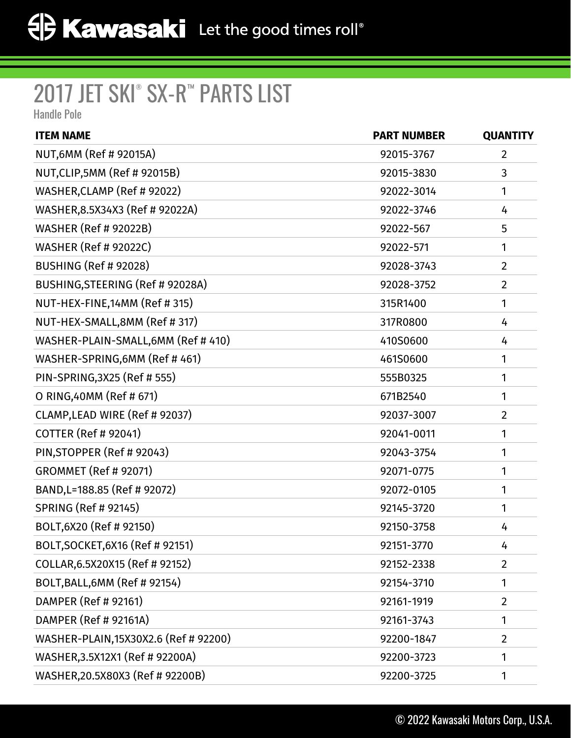# 2017 JET SKI® SX-R™ PARTS LIST

Handle Pole

| ITEM NAME | PART NUMBER | QUANTITY |
|---|---|---|
| NUT,6MM (Ref # 92015A) | 92015-3767 | 2 |
| NUT,CLIP,5MM (Ref # 92015B) | 92015-3830 | 3 |
| WASHER,CLAMP (Ref # 92022) | 92022-3014 | 1 |
| WASHER,8.5X34X3 (Ref # 92022A) | 92022-3746 | 4 |
| WASHER (Ref # 92022B) | 92022-567 | 5 |
| WASHER (Ref # 92022C) | 92022-571 | 1 |
| BUSHING (Ref # 92028) | 92028-3743 | 2 |
| BUSHING,STEERING (Ref # 92028A) | 92028-3752 | 2 |
| NUT-HEX-FINE,14MM (Ref # 315) | 315R1400 | 1 |
| NUT-HEX-SMALL,8MM (Ref # 317) | 317R0800 | 4 |
| WASHER-PLAIN-SMALL,6MM (Ref # 410) | 410S0600 | 4 |
| WASHER-SPRING,6MM (Ref # 461) | 461S0600 | 1 |
| PIN-SPRING,3X25 (Ref # 555) | 555B0325 | 1 |
| O RING,40MM (Ref # 671) | 671B2540 | 1 |
| CLAMP,LEAD WIRE (Ref # 92037) | 92037-3007 | 2 |
| COTTER (Ref # 92041) | 92041-0011 | 1 |
| PIN,STOPPER (Ref # 92043) | 92043-3754 | 1 |
| GROMMET (Ref # 92071) | 92071-0775 | 1 |
| BAND,L=188.85 (Ref # 92072) | 92072-0105 | 1 |
| SPRING (Ref # 92145) | 92145-3720 | 1 |
| BOLT,6X20 (Ref # 92150) | 92150-3758 | 4 |
| BOLT,SOCKET,6X16 (Ref # 92151) | 92151-3770 | 4 |
| COLLAR,6.5X20X15 (Ref # 92152) | 92152-2338 | 2 |
| BOLT,BALL,6MM (Ref # 92154) | 92154-3710 | 1 |
| DAMPER (Ref # 92161) | 92161-1919 | 2 |
| DAMPER (Ref # 92161A) | 92161-3743 | 1 |
| WASHER-PLAIN,15X30X2.6 (Ref # 92200) | 92200-1847 | 2 |
| WASHER,3.5X12X1 (Ref # 92200A) | 92200-3723 | 1 |
| WASHER,20.5X80X3 (Ref # 92200B) | 92200-3725 | 1 |